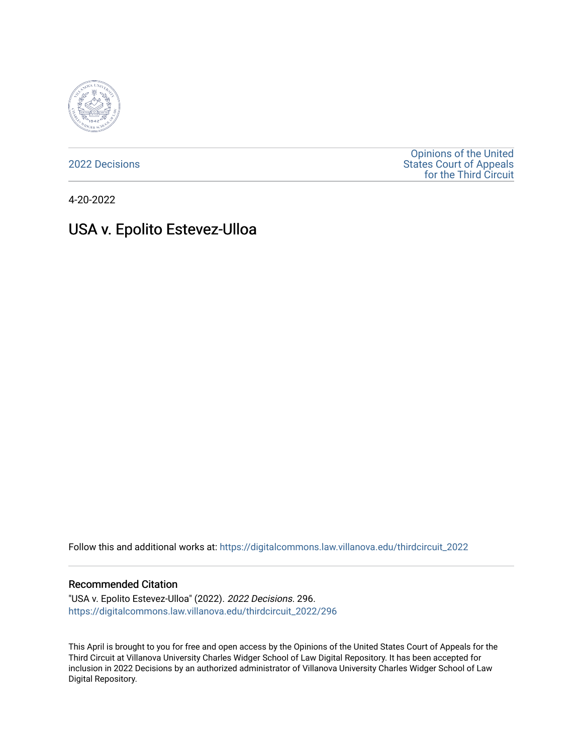2022 Decisions

Opinions of the United States Court of Appeals for the Third Circuit

4-20-2022

# USA v. Epolito Estevez-Ulloa

Follow this and additional works at: https://digitalcommons.law.villanova.edu/thirdcircuit_2022

## Recommended Citation

"USA v. Epolito Estevez-Ulloa" (2022). *2022 Decisions*. 296.
https://digitalcommons.law.villanova.edu/thirdcircuit_2022/296

This April is brought to you for free and open access by the Opinions of the United States Court of Appeals for the Third Circuit at Villanova University Charles Widger School of Law Digital Repository. It has been accepted for inclusion in 2022 Decisions by an authorized administrator of Villanova University Charles Widger School of Law Digital Repository.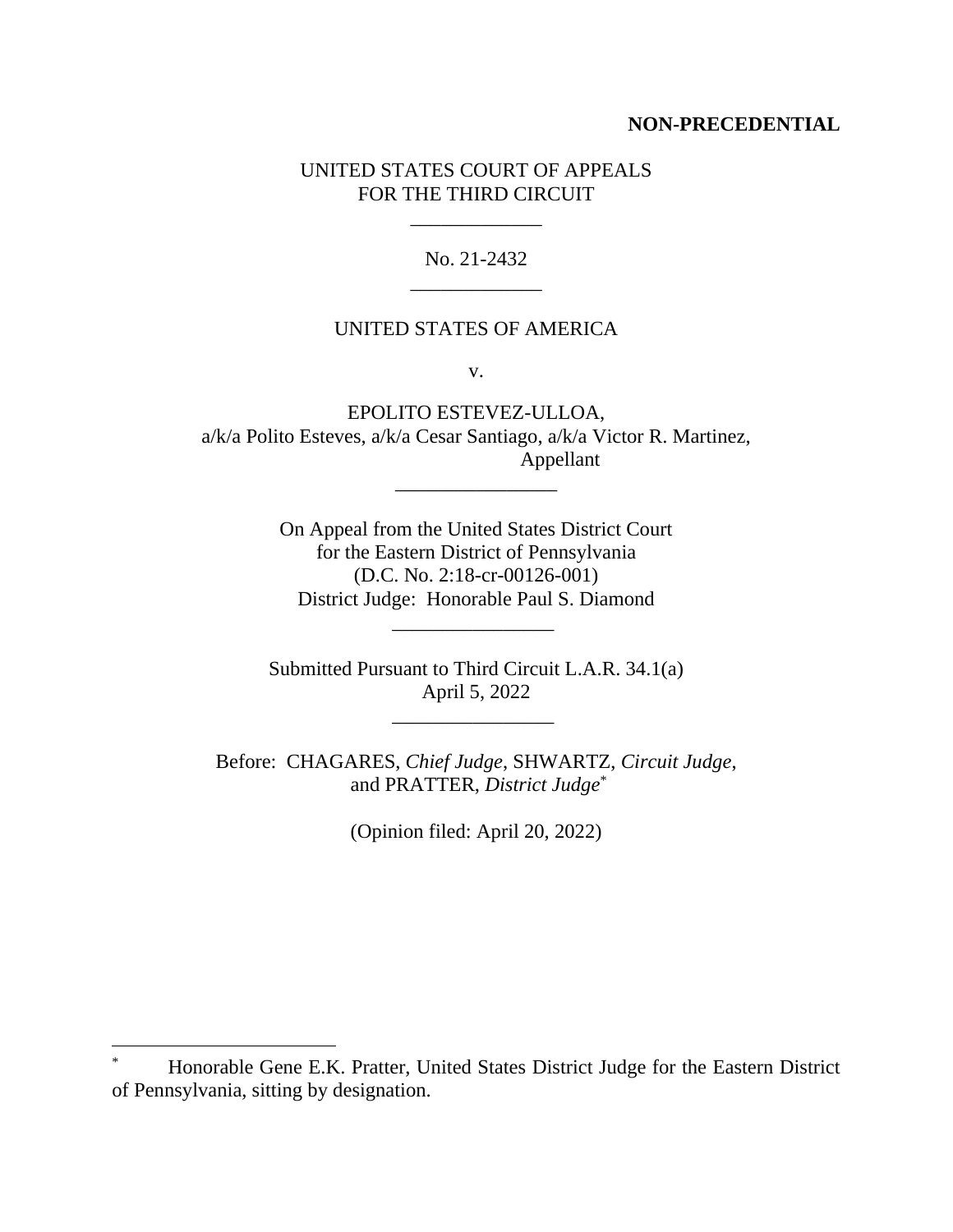**NON-PRECEDENTIAL**

UNITED STATES COURT OF APPEALS
FOR THE THIRD CIRCUIT

\_\_\_\_\_\_\_\_\_\_\_\_\_

No. 21-2432

\_\_\_\_\_\_\_\_\_\_\_\_\_

UNITED STATES OF AMERICA

v.

EPOLITO ESTEVEZ-ULLOA,
a/k/a Polito Esteves, a/k/a Cesar Santiago, a/k/a Victor R. Martinez,
Appellant

\_\_\_\_\_\_\_\_\_\_\_\_\_\_\_\_

On Appeal from the United States District Court
for the Eastern District of Pennsylvania
(D.C. No. 2:18-cr-00126-001)
District Judge: Honorable Paul S. Diamond

\_\_\_\_\_\_\_\_\_\_\_\_\_\_\_\_

Submitted Pursuant to Third Circuit L.A.R. 34.1(a)
April 5, 2022

\_\_\_\_\_\_\_\_\_\_\_\_\_\_\_\_

Before: CHAGARES, *Chief Judge*, SHWARTZ, *Circuit Judge*,
and PRATTER, *District Judge*[*]

(Opinion filed: April 20, 2022)

---

[*] Honorable Gene E.K. Pratter, United States District Judge for the Eastern District of Pennsylvania, sitting by designation.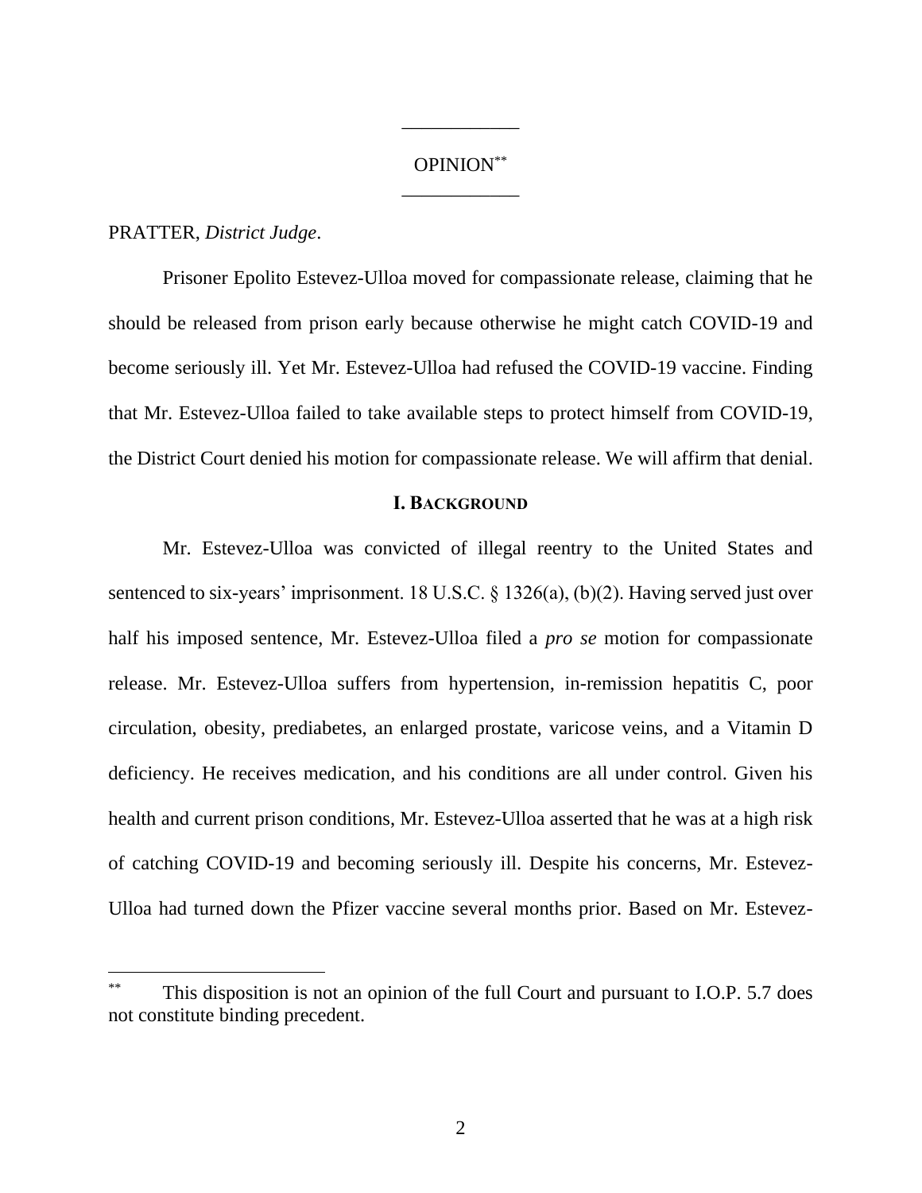OPINION[**]

PRATTER, *District Judge*.

Prisoner Epolito Estevez-Ulloa moved for compassionate release, claiming that he should be released from prison early because otherwise he might catch COVID-19 and become seriously ill. Yet Mr. Estevez-Ulloa had refused the COVID-19 vaccine. Finding that Mr. Estevez-Ulloa failed to take available steps to protect himself from COVID-19, the District Court denied his motion for compassionate release. We will affirm that denial.

## I. BACKGROUND

Mr. Estevez-Ulloa was convicted of illegal reentry to the United States and sentenced to six-years' imprisonment. 18 U.S.C. § 1326(a), (b)(2). Having served just over half his imposed sentence, Mr. Estevez-Ulloa filed a *pro se* motion for compassionate release. Mr. Estevez-Ulloa suffers from hypertension, in-remission hepatitis C, poor circulation, obesity, prediabetes, an enlarged prostate, varicose veins, and a Vitamin D deficiency. He receives medication, and his conditions are all under control. Given his health and current prison conditions, Mr. Estevez-Ulloa asserted that he was at a high risk of catching COVID-19 and becoming seriously ill. Despite his concerns, Mr. Estevez-Ulloa had turned down the Pfizer vaccine several months prior. Based on Mr. Estevez-

[**] This disposition is not an opinion of the full Court and pursuant to I.O.P. 5.7 does not constitute binding precedent.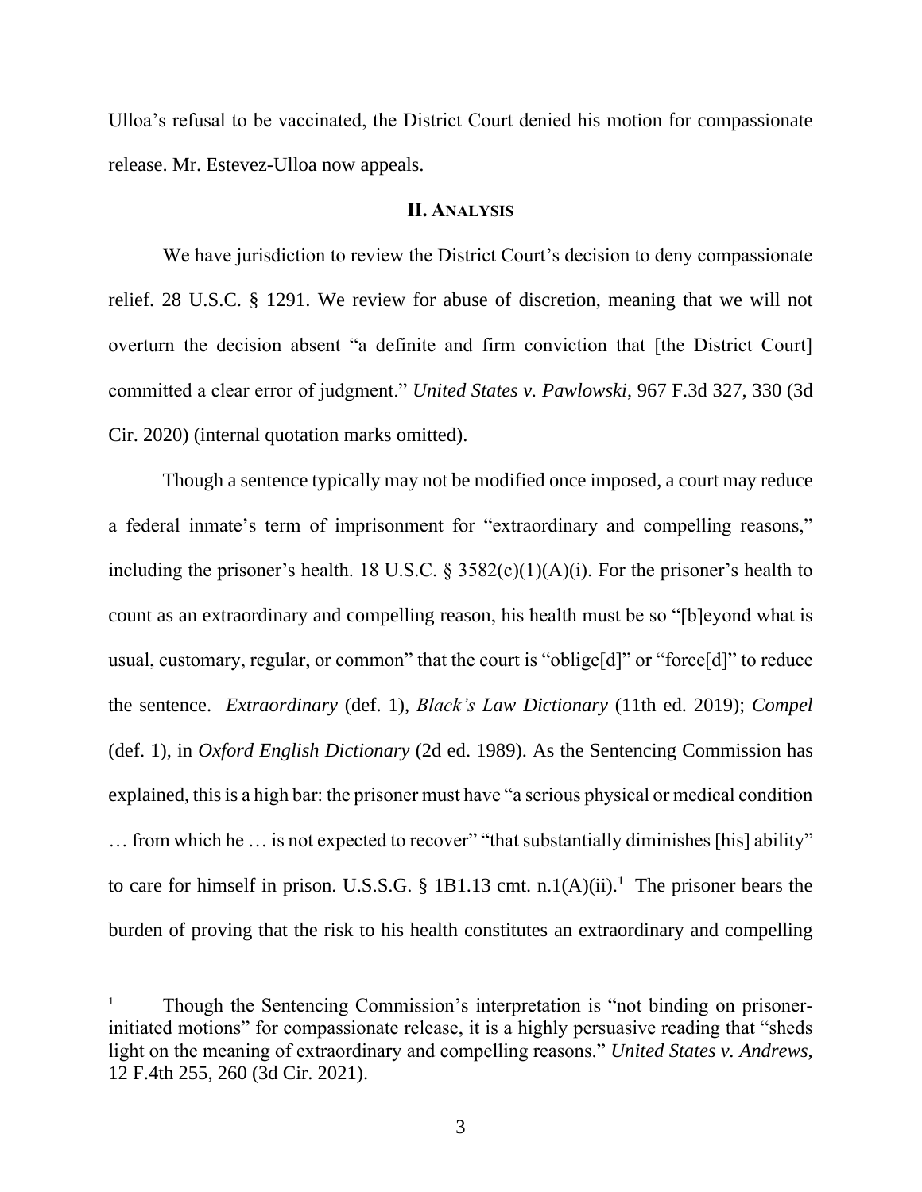Ulloa's refusal to be vaccinated, the District Court denied his motion for compassionate release. Mr. Estevez-Ulloa now appeals.

## II. ANALYSIS

We have jurisdiction to review the District Court's decision to deny compassionate relief. 28 U.S.C. § 1291. We review for abuse of discretion, meaning that we will not overturn the decision absent "a definite and firm conviction that [the District Court] committed a clear error of judgment." *United States v. Pawlowski*, 967 F.3d 327, 330 (3d Cir. 2020) (internal quotation marks omitted).

Though a sentence typically may not be modified once imposed, a court may reduce a federal inmate's term of imprisonment for "extraordinary and compelling reasons," including the prisoner's health. 18 U.S.C. § 3582(c)(1)(A)(i). For the prisoner's health to count as an extraordinary and compelling reason, his health must be so "[b]eyond what is usual, customary, regular, or common" that the court is "oblige[d]" or "force[d]" to reduce the sentence. *Extraordinary* (def. 1), *Black's Law Dictionary* (11th ed. 2019); *Compel* (def. 1), in *Oxford English Dictionary* (2d ed. 1989). As the Sentencing Commission has explained, this is a high bar: the prisoner must have "a serious physical or medical condition … from which he … is not expected to recover" "that substantially diminishes [his] ability" to care for himself in prison. U.S.S.G. § 1B1.13 cmt. n.1(A)(ii).[1] The prisoner bears the burden of proving that the risk to his health constitutes an extraordinary and compelling

---

[1] Though the Sentencing Commission's interpretation is "not binding on prisoner-initiated motions" for compassionate release, it is a highly persuasive reading that "sheds light on the meaning of extraordinary and compelling reasons." *United States v. Andrews*, 12 F.4th 255, 260 (3d Cir. 2021).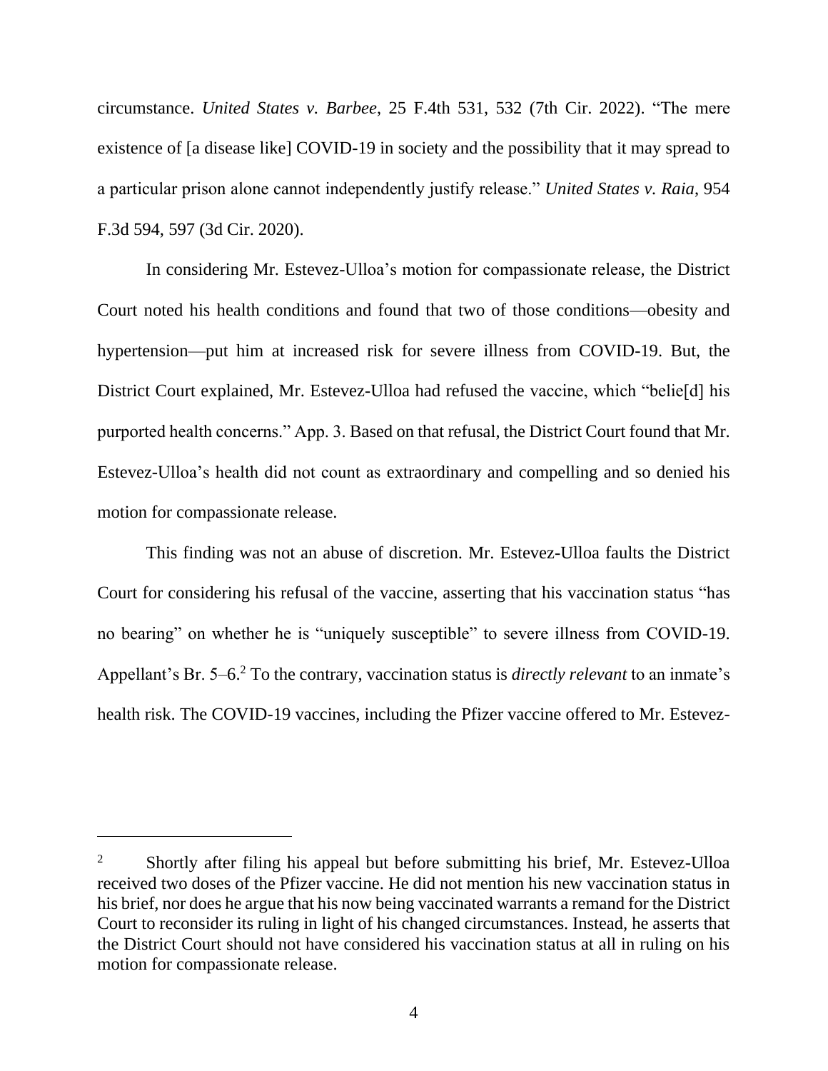circumstance. *United States v. Barbee*, 25 F.4th 531, 532 (7th Cir. 2022). "The mere existence of [a disease like] COVID-19 in society and the possibility that it may spread to a particular prison alone cannot independently justify release." *United States v. Raia*, 954 F.3d 594, 597 (3d Cir. 2020).

In considering Mr. Estevez-Ulloa's motion for compassionate release, the District Court noted his health conditions and found that two of those conditions—obesity and hypertension—put him at increased risk for severe illness from COVID-19. But, the District Court explained, Mr. Estevez-Ulloa had refused the vaccine, which "belie[d] his purported health concerns." App. 3. Based on that refusal, the District Court found that Mr. Estevez-Ulloa's health did not count as extraordinary and compelling and so denied his motion for compassionate release.

This finding was not an abuse of discretion. Mr. Estevez-Ulloa faults the District Court for considering his refusal of the vaccine, asserting that his vaccination status "has no bearing" on whether he is "uniquely susceptible" to severe illness from COVID-19. Appellant's Br. 5–6.[2] To the contrary, vaccination status is *directly relevant* to an inmate's health risk. The COVID-19 vaccines, including the Pfizer vaccine offered to Mr. Estevez-

---

[2] Shortly after filing his appeal but before submitting his brief, Mr. Estevez-Ulloa received two doses of the Pfizer vaccine. He did not mention his new vaccination status in his brief, nor does he argue that his now being vaccinated warrants a remand for the District Court to reconsider its ruling in light of his changed circumstances. Instead, he asserts that the District Court should not have considered his vaccination status at all in ruling on his motion for compassionate release.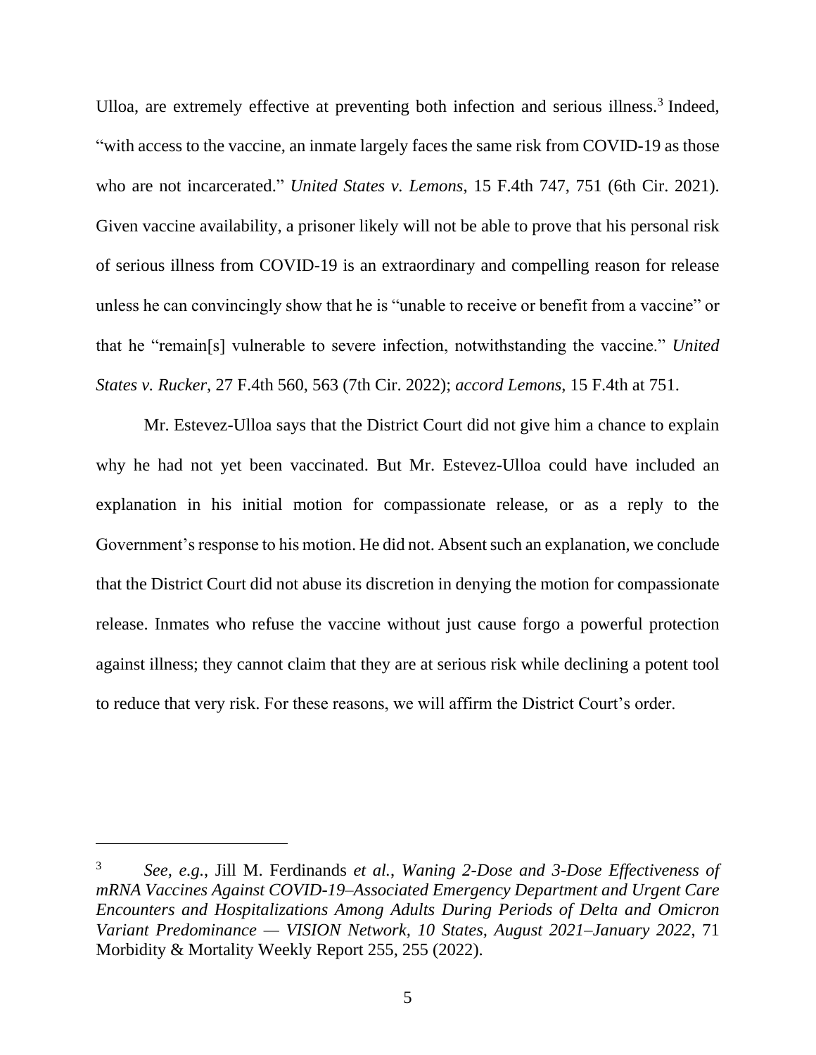Ulloa, are extremely effective at preventing both infection and serious illness.[3] Indeed, "with access to the vaccine, an inmate largely faces the same risk from COVID-19 as those who are not incarcerated." *United States v. Lemons*, 15 F.4th 747, 751 (6th Cir. 2021). Given vaccine availability, a prisoner likely will not be able to prove that his personal risk of serious illness from COVID-19 is an extraordinary and compelling reason for release unless he can convincingly show that he is "unable to receive or benefit from a vaccine" or that he "remain[s] vulnerable to severe infection, notwithstanding the vaccine." *United States v. Rucker*, 27 F.4th 560, 563 (7th Cir. 2022); *accord Lemons*, 15 F.4th at 751.

Mr. Estevez-Ulloa says that the District Court did not give him a chance to explain why he had not yet been vaccinated. But Mr. Estevez-Ulloa could have included an explanation in his initial motion for compassionate release, or as a reply to the Government's response to his motion. He did not. Absent such an explanation, we conclude that the District Court did not abuse its discretion in denying the motion for compassionate release. Inmates who refuse the vaccine without just cause forgo a powerful protection against illness; they cannot claim that they are at serious risk while declining a potent tool to reduce that very risk. For these reasons, we will affirm the District Court's order.

---

[3] *See, e.g.*, Jill M. Ferdinands *et al.*, *Waning 2-Dose and 3-Dose Effectiveness of mRNA Vaccines Against COVID-19–Associated Emergency Department and Urgent Care Encounters and Hospitalizations Among Adults During Periods of Delta and Omicron Variant Predominance — VISION Network, 10 States, August 2021–January 2022*, 71 Morbidity & Mortality Weekly Report 255, 255 (2022).